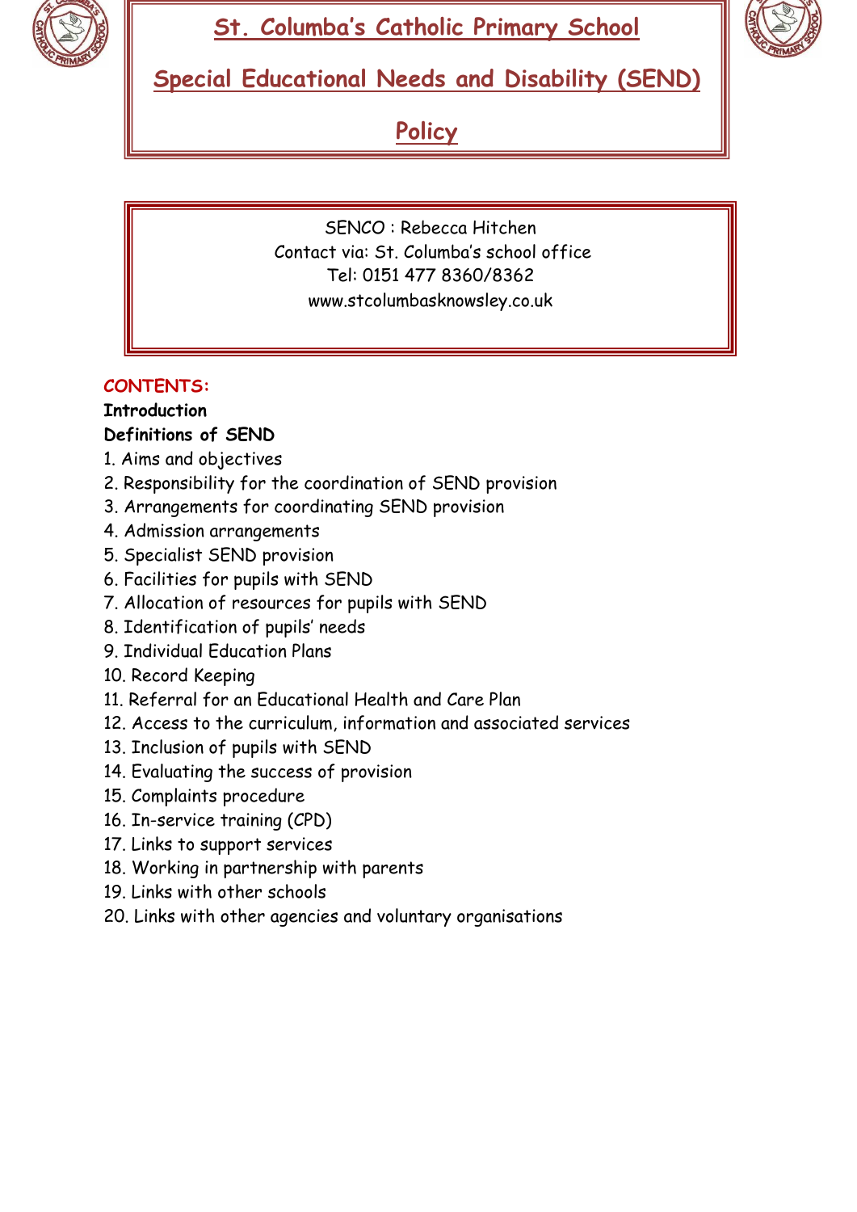# St. Columba's Catholic Primary School

# Special Educational Needs and Disability (SEND)

# Policy

SENCO : Rebecca Hitchen
Contact via: St. Columba's school office
Tel: 0151 477 8360/8362
www.stcolumbasknowsley.co.uk

## CONTENTS:

**Introduction**

**Definitions of SEND**

1. Aims and objectives
2. Responsibility for the coordination of SEND provision
3. Arrangements for coordinating SEND provision
4. Admission arrangements
5. Specialist SEND provision
6. Facilities for pupils with SEND
7. Allocation of resources for pupils with SEND
8. Identification of pupils' needs
9. Individual Education Plans
10. Record Keeping
11. Referral for an Educational Health and Care Plan
12. Access to the curriculum, information and associated services
13. Inclusion of pupils with SEND
14. Evaluating the success of provision
15. Complaints procedure
16. In-service training (CPD)
17. Links to support services
18. Working in partnership with parents
19. Links with other schools
20. Links with other agencies and voluntary organisations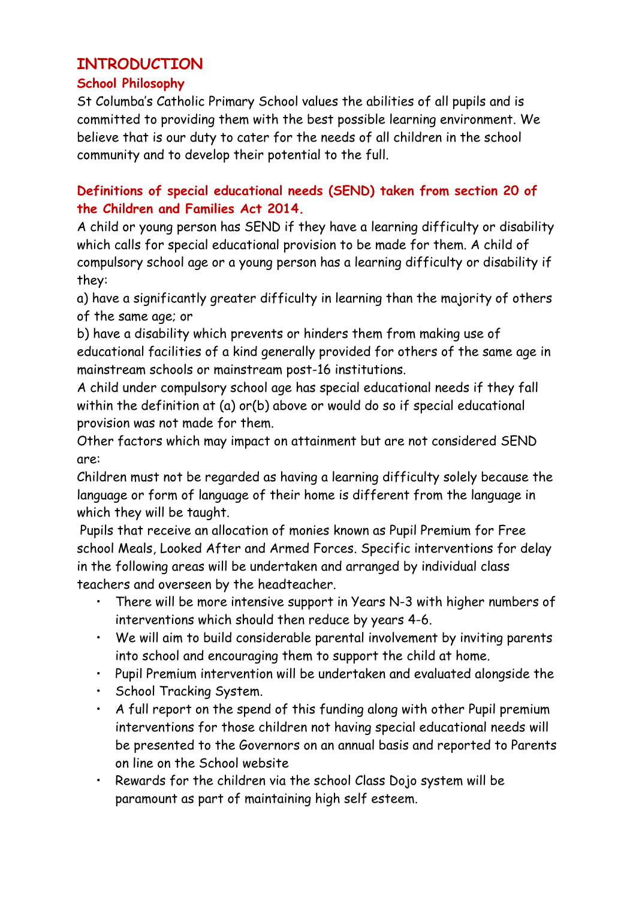# INTRODUCTION

## School Philosophy

St Columba's Catholic Primary School values the abilities of all pupils and is committed to providing them with the best possible learning environment. We believe that is our duty to cater for the needs of all children in the school community and to develop their potential to the full.

## Definitions of special educational needs (SEND) taken from section 20 of the Children and Families Act 2014.

A child or young person has SEND if they have a learning difficulty or disability which calls for special educational provision to be made for them. A child of compulsory school age or a young person has a learning difficulty or disability if they:

a) have a significantly greater difficulty in learning than the majority of others of the same age; or

b) have a disability which prevents or hinders them from making use of educational facilities of a kind generally provided for others of the same age in mainstream schools or mainstream post-16 institutions.

A child under compulsory school age has special educational needs if they fall within the definition at (a) or(b) above or would do so if special educational provision was not made for them.

Other factors which may impact on attainment but are not considered SEND are:

Children must not be regarded as having a learning difficulty solely because the language or form of language of their home is different from the language in which they will be taught.

Pupils that receive an allocation of monies known as Pupil Premium for Free school Meals, Looked After and Armed Forces. Specific interventions for delay in the following areas will be undertaken and arranged by individual class teachers and overseen by the headteacher.

- There will be more intensive support in Years N-3 with higher numbers of interventions which should then reduce by years 4-6.
- We will aim to build considerable parental involvement by inviting parents into school and encouraging them to support the child at home.
- Pupil Premium intervention will be undertaken and evaluated alongside the
- School Tracking System.
- A full report on the spend of this funding along with other Pupil premium interventions for those children not having special educational needs will be presented to the Governors on an annual basis and reported to Parents on line on the School website
- Rewards for the children via the school Class Dojo system will be paramount as part of maintaining high self esteem.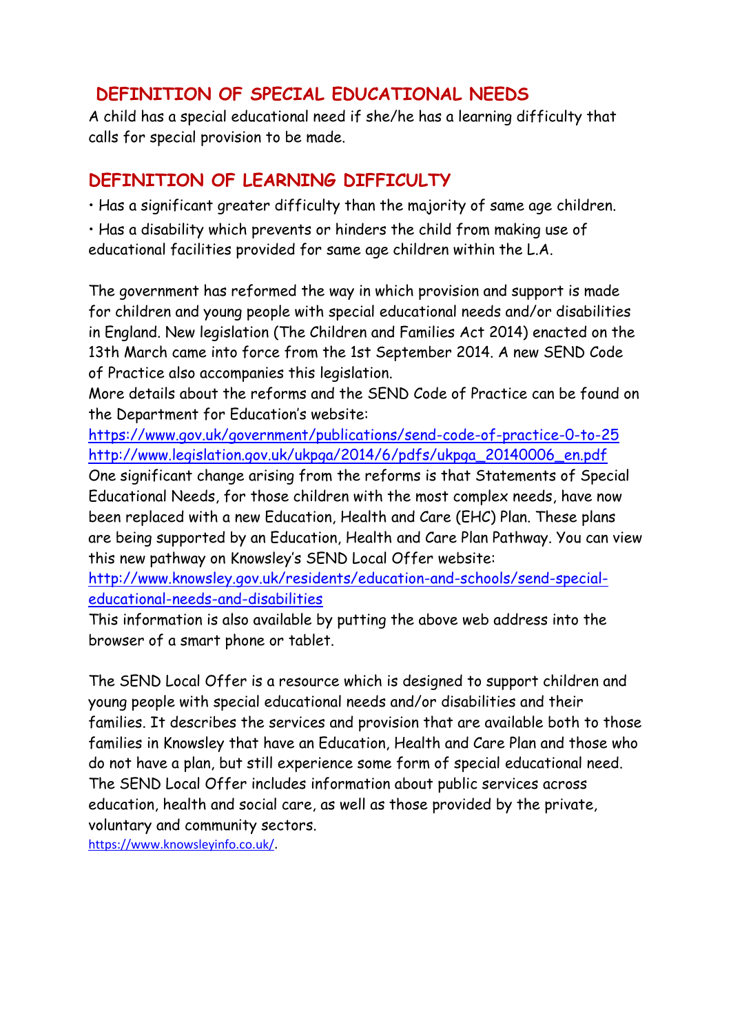## DEFINITION OF SPECIAL EDUCATIONAL NEEDS

A child has a special educational need if she/he has a learning difficulty that calls for special provision to be made.

## DEFINITION OF LEARNING DIFFICULTY

• Has a significant greater difficulty than the majority of same age children.

• Has a disability which prevents or hinders the child from making use of educational facilities provided for same age children within the L.A.

The government has reformed the way in which provision and support is made for children and young people with special educational needs and/or disabilities in England. New legislation (The Children and Families Act 2014) enacted on the 13th March came into force from the 1st September 2014. A new SEND Code of Practice also accompanies this legislation.
More details about the reforms and the SEND Code of Practice can be found on the Department for Education's website:
https://www.gov.uk/government/publications/send-code-of-practice-0-to-25
http://www.legislation.gov.uk/ukpga/2014/6/pdfs/ukpga_20140006_en.pdf
One significant change arising from the reforms is that Statements of Special Educational Needs, for those children with the most complex needs, have now been replaced with a new Education, Health and Care (EHC) Plan. These plans are being supported by an Education, Health and Care Plan Pathway. You can view this new pathway on Knowsley's SEND Local Offer website:
http://www.knowsley.gov.uk/residents/education-and-schools/send-special-educational-needs-and-disabilities
This information is also available by putting the above web address into the browser of a smart phone or tablet.

The SEND Local Offer is a resource which is designed to support children and young people with special educational needs and/or disabilities and their families. It describes the services and provision that are available both to those families in Knowsley that have an Education, Health and Care Plan and those who do not have a plan, but still experience some form of special educational need. The SEND Local Offer includes information about public services across education, health and social care, as well as those provided by the private, voluntary and community sectors.
https://www.knowsleyinfo.co.uk/.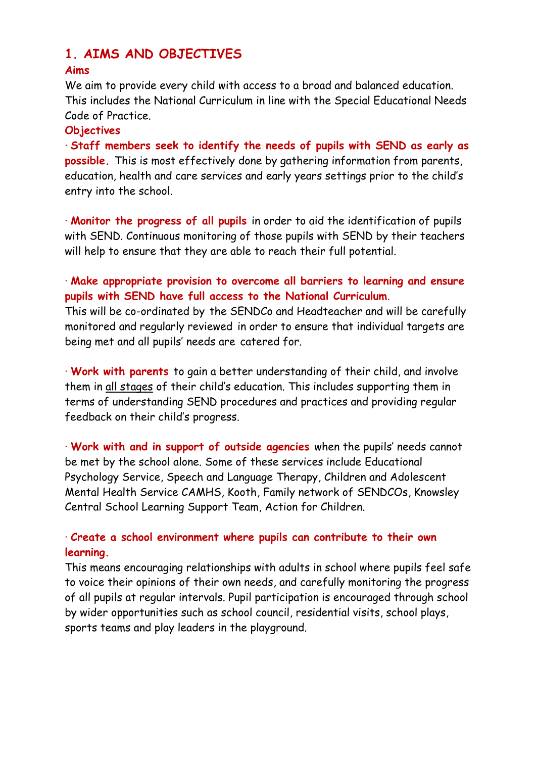# 1. AIMS AND OBJECTIVES

## Aims

We aim to provide every child with access to a broad and balanced education. This includes the National Curriculum in line with the Special Educational Needs Code of Practice.

## Objectives

· **Staff members seek to identify the needs of pupils with SEND as early as possible.** This is most effectively done by gathering information from parents, education, health and care services and early years settings prior to the child's entry into the school.

· **Monitor the progress of all pupils** in order to aid the identification of pupils with SEND. Continuous monitoring of those pupils with SEND by their teachers will help to ensure that they are able to reach their full potential.

· **Make appropriate provision to overcome all barriers to learning and ensure pupils with SEND have full access to the National Curriculum**.
This will be co-ordinated by the SENDCo and Headteacher and will be carefully monitored and regularly reviewed in order to ensure that individual targets are being met and all pupils' needs are catered for.

· **Work with parents** to gain a better understanding of their child, and involve them in all stages of their child's education. This includes supporting them in terms of understanding SEND procedures and practices and providing regular feedback on their child's progress.

· **Work with and in support of outside agencies** when the pupils' needs cannot be met by the school alone. Some of these services include Educational Psychology Service, Speech and Language Therapy, Children and Adolescent Mental Health Service CAMHS, Kooth, Family network of SENDCOs, Knowsley Central School Learning Support Team, Action for Children.

· **Create a school environment where pupils can contribute to their own learning.**
This means encouraging relationships with adults in school where pupils feel safe to voice their opinions of their own needs, and carefully monitoring the progress of all pupils at regular intervals. Pupil participation is encouraged through school by wider opportunities such as school council, residential visits, school plays, sports teams and play leaders in the playground.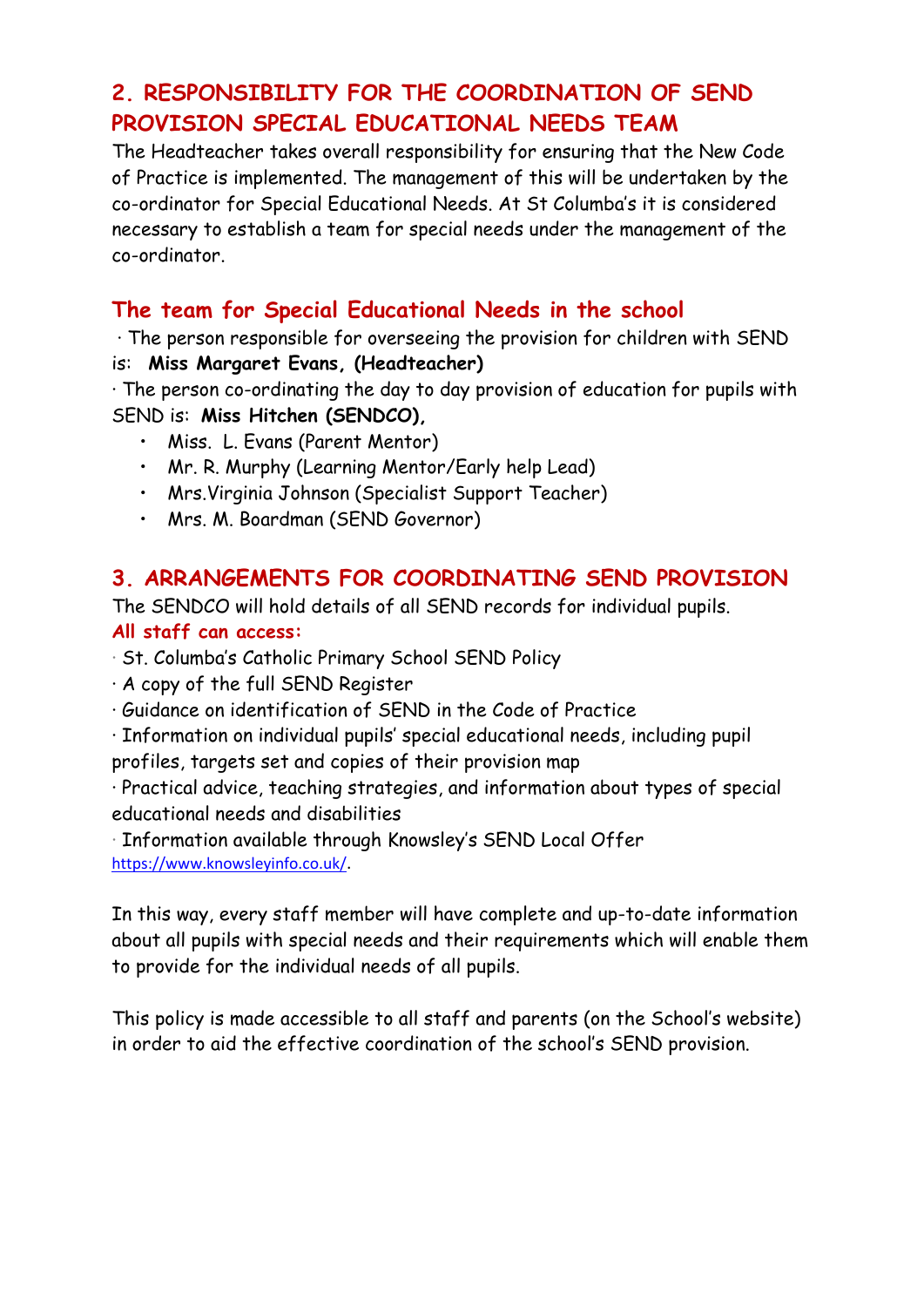## 2. RESPONSIBILITY FOR THE COORDINATION OF SEND PROVISION SPECIAL EDUCATIONAL NEEDS TEAM

The Headteacher takes overall responsibility for ensuring that the New Code of Practice is implemented. The management of this will be undertaken by the co-ordinator for Special Educational Needs. At St Columba's it is considered necessary to establish a team for special needs under the management of the co-ordinator.

### The team for Special Educational Needs in the school

· The person responsible for overseeing the provision for children with SEND is: **Miss Margaret Evans, (Headteacher)**

· The person co-ordinating the day to day provision of education for pupils with SEND is: **Miss Hitchen (SENDCO),**

- Miss. L. Evans (Parent Mentor)
- Mr. R. Murphy (Learning Mentor/Early help Lead)
- Mrs.Virginia Johnson (Specialist Support Teacher)
- Mrs. M. Boardman (SEND Governor)

## 3. ARRANGEMENTS FOR COORDINATING SEND PROVISION

The SENDCO will hold details of all SEND records for individual pupils.

**All staff can access:**

· St. Columba's Catholic Primary School SEND Policy

· A copy of the full SEND Register

· Guidance on identification of SEND in the Code of Practice

· Information on individual pupils' special educational needs, including pupil profiles, targets set and copies of their provision map

· Practical advice, teaching strategies, and information about types of special educational needs and disabilities

· Information available through Knowsley's SEND Local Offer https://www.knowsleyinfo.co.uk/.

In this way, every staff member will have complete and up-to-date information about all pupils with special needs and their requirements which will enable them to provide for the individual needs of all pupils.

This policy is made accessible to all staff and parents (on the School's website) in order to aid the effective coordination of the school's SEND provision.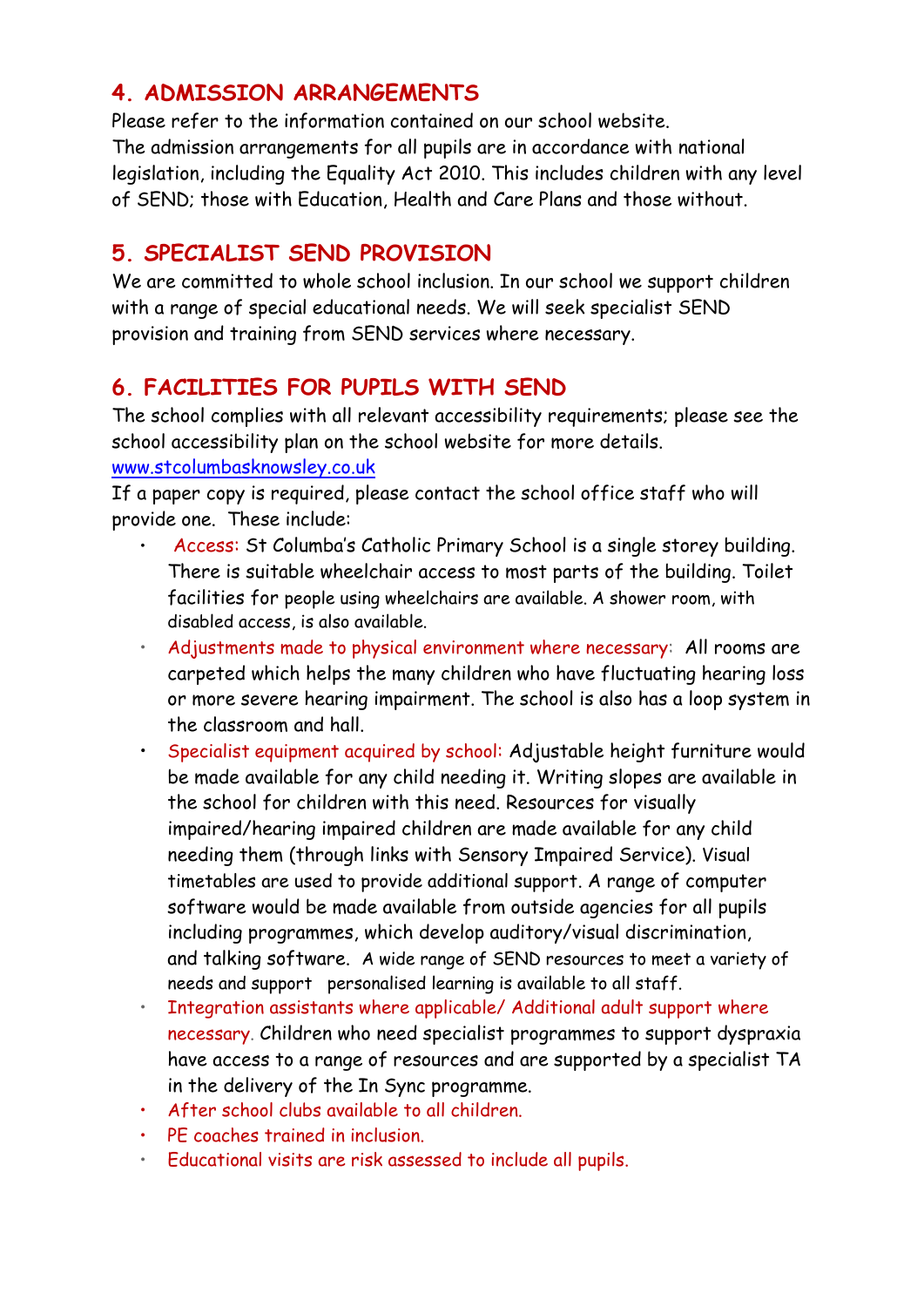## 4. ADMISSION ARRANGEMENTS

Please refer to the information contained on our school website.
The admission arrangements for all pupils are in accordance with national legislation, including the Equality Act 2010. This includes children with any level of SEND; those with Education, Health and Care Plans and those without.

## 5. SPECIALIST SEND PROVISION

We are committed to whole school inclusion. In our school we support children with a range of special educational needs. We will seek specialist SEND provision and training from SEND services where necessary.

## 6. FACILITIES FOR PUPILS WITH SEND

The school complies with all relevant accessibility requirements; please see the school accessibility plan on the school website for more details.
www.stcolumbasknowsley.co.uk
If a paper copy is required, please contact the school office staff who will provide one. These include:

- Access: St Columba's Catholic Primary School is a single storey building. There is suitable wheelchair access to most parts of the building. Toilet facilities for people using wheelchairs are available. A shower room, with disabled access, is also available.
- Adjustments made to physical environment where necessary: All rooms are carpeted which helps the many children who have fluctuating hearing loss or more severe hearing impairment. The school is also has a loop system in the classroom and hall.
- Specialist equipment acquired by school: Adjustable height furniture would be made available for any child needing it. Writing slopes are available in the school for children with this need. Resources for visually impaired/hearing impaired children are made available for any child needing them (through links with Sensory Impaired Service). Visual timetables are used to provide additional support. A range of computer software would be made available from outside agencies for all pupils including programmes, which develop auditory/visual discrimination, and talking software. A wide range of SEND resources to meet a variety of needs and support personalised learning is available to all staff.
- Integration assistants where applicable/ Additional adult support where necessary. Children who need specialist programmes to support dyspraxia have access to a range of resources and are supported by a specialist TA in the delivery of the In Sync programme.
- After school clubs available to all children.
- PE coaches trained in inclusion.
- Educational visits are risk assessed to include all pupils.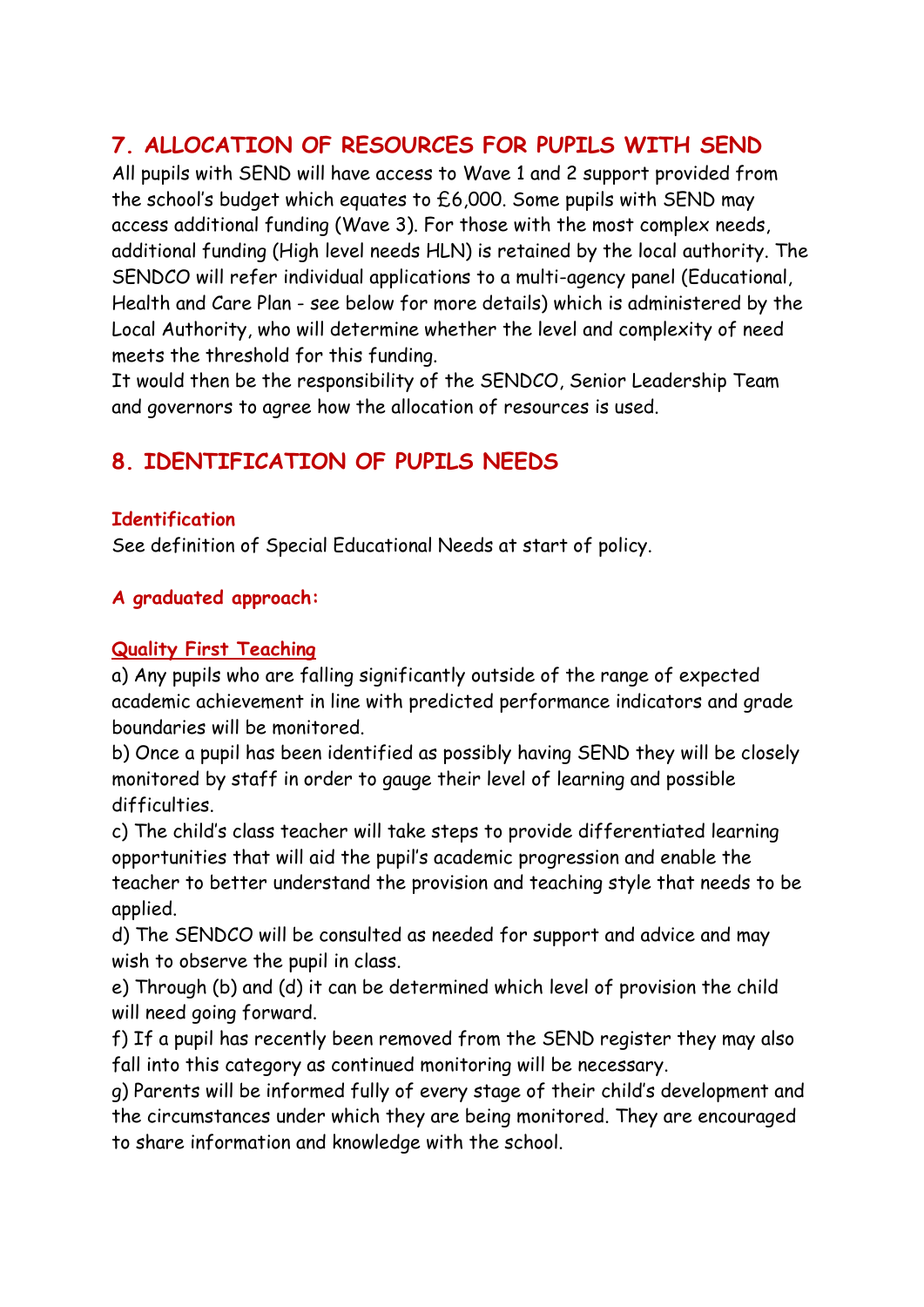## 7. ALLOCATION OF RESOURCES FOR PUPILS WITH SEND

All pupils with SEND will have access to Wave 1 and 2 support provided from the school's budget which equates to £6,000. Some pupils with SEND may access additional funding (Wave 3). For those with the most complex needs, additional funding (High level needs HLN) is retained by the local authority. The SENDCO will refer individual applications to a multi-agency panel (Educational, Health and Care Plan - see below for more details) which is administered by the Local Authority, who will determine whether the level and complexity of need meets the threshold for this funding.

It would then be the responsibility of the SENDCO, Senior Leadership Team and governors to agree how the allocation of resources is used.

## 8. IDENTIFICATION OF PUPILS NEEDS

### Identification

See definition of Special Educational Needs at start of policy.

### A graduated approach:

#### Quality First Teaching

a) Any pupils who are falling significantly outside of the range of expected academic achievement in line with predicted performance indicators and grade boundaries will be monitored.

b) Once a pupil has been identified as possibly having SEND they will be closely monitored by staff in order to gauge their level of learning and possible difficulties.

c) The child's class teacher will take steps to provide differentiated learning opportunities that will aid the pupil's academic progression and enable the teacher to better understand the provision and teaching style that needs to be applied.

d) The SENDCO will be consulted as needed for support and advice and may wish to observe the pupil in class.

e) Through (b) and (d) it can be determined which level of provision the child will need going forward.

f) If a pupil has recently been removed from the SEND register they may also fall into this category as continued monitoring will be necessary.

g) Parents will be informed fully of every stage of their child's development and the circumstances under which they are being monitored. They are encouraged to share information and knowledge with the school.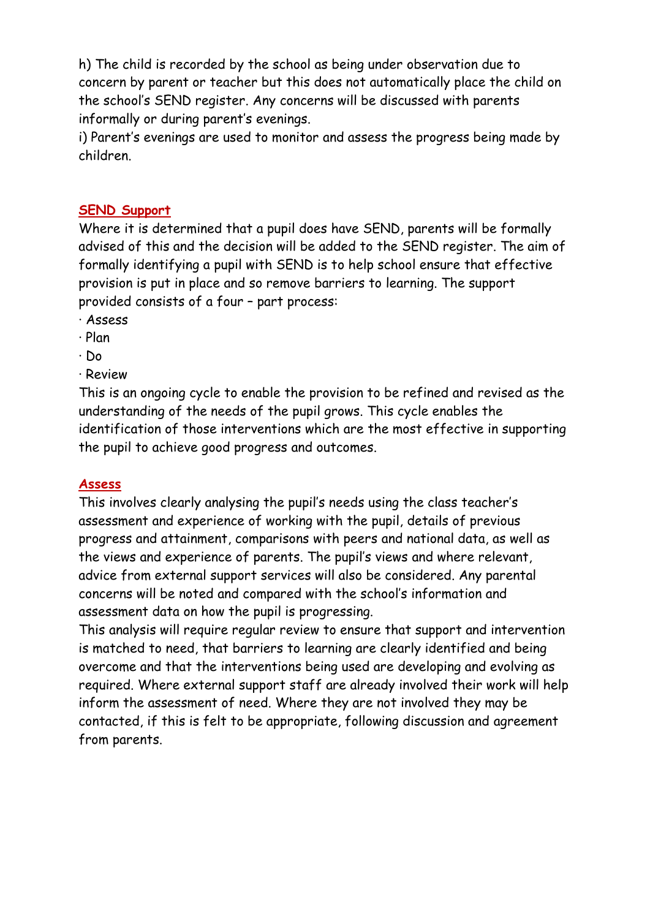h) The child is recorded by the school as being under observation due to concern by parent or teacher but this does not automatically place the child on the school's SEND register. Any concerns will be discussed with parents informally or during parent's evenings.

i) Parent's evenings are used to monitor and assess the progress being made by children.

## SEND Support

Where it is determined that a pupil does have SEND, parents will be formally advised of this and the decision will be added to the SEND register. The aim of formally identifying a pupil with SEND is to help school ensure that effective provision is put in place and so remove barriers to learning. The support provided consists of a four – part process:

- Assess
- Plan
- Do
- Review

This is an ongoing cycle to enable the provision to be refined and revised as the understanding of the needs of the pupil grows. This cycle enables the identification of those interventions which are the most effective in supporting the pupil to achieve good progress and outcomes.

## Assess

This involves clearly analysing the pupil's needs using the class teacher's assessment and experience of working with the pupil, details of previous progress and attainment, comparisons with peers and national data, as well as the views and experience of parents. The pupil's views and where relevant, advice from external support services will also be considered. Any parental concerns will be noted and compared with the school's information and assessment data on how the pupil is progressing.

This analysis will require regular review to ensure that support and intervention is matched to need, that barriers to learning are clearly identified and being overcome and that the interventions being used are developing and evolving as required. Where external support staff are already involved their work will help inform the assessment of need. Where they are not involved they may be contacted, if this is felt to be appropriate, following discussion and agreement from parents.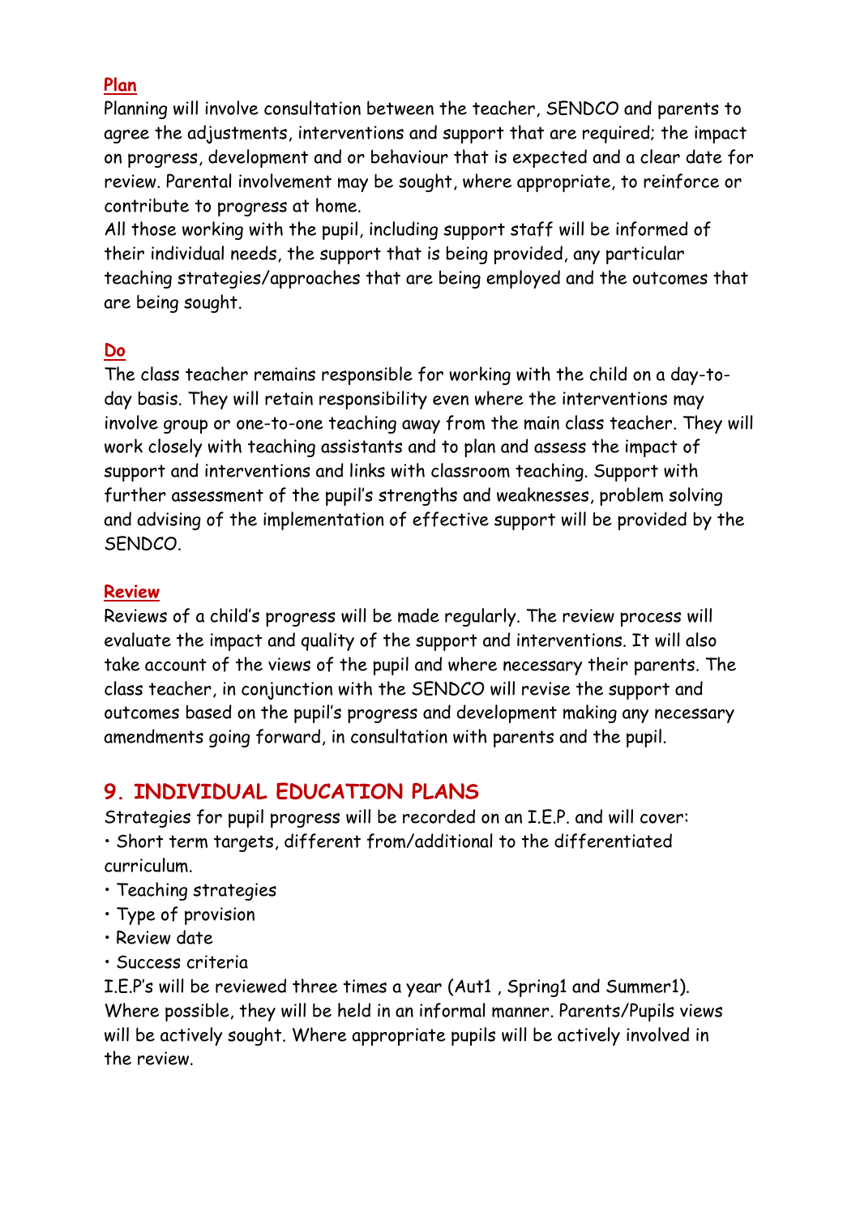**Plan**

Planning will involve consultation between the teacher, SENDCO and parents to agree the adjustments, interventions and support that are required; the impact on progress, development and or behaviour that is expected and a clear date for review. Parental involvement may be sought, where appropriate, to reinforce or contribute to progress at home.

All those working with the pupil, including support staff will be informed of their individual needs, the support that is being provided, any particular teaching strategies/approaches that are being employed and the outcomes that are being sought.

**Do**

The class teacher remains responsible for working with the child on a day-to-day basis. They will retain responsibility even where the interventions may involve group or one-to-one teaching away from the main class teacher. They will work closely with teaching assistants and to plan and assess the impact of support and interventions and links with classroom teaching. Support with further assessment of the pupil's strengths and weaknesses, problem solving and advising of the implementation of effective support will be provided by the SENDCO.

**Review**

Reviews of a child's progress will be made regularly. The review process will evaluate the impact and quality of the support and interventions. It will also take account of the views of the pupil and where necessary their parents. The class teacher, in conjunction with the SENDCO will revise the support and outcomes based on the pupil's progress and development making any necessary amendments going forward, in consultation with parents and the pupil.

## 9. INDIVIDUAL EDUCATION PLANS

Strategies for pupil progress will be recorded on an I.E.P. and will cover:

- Short term targets, different from/additional to the differentiated curriculum.
- Teaching strategies
- Type of provision
- Review date
- Success criteria

I.E.P's will be reviewed three times a year (Aut1 , Spring1 and Summer1). Where possible, they will be held in an informal manner. Parents/Pupils views will be actively sought. Where appropriate pupils will be actively involved in the review.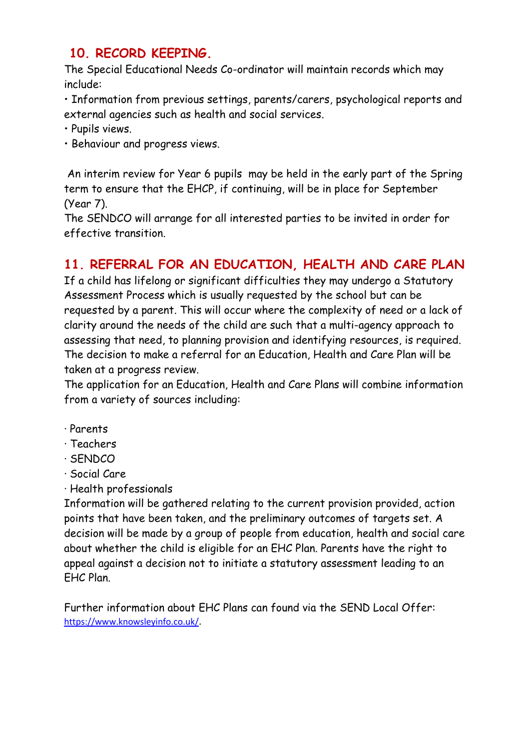## 10. RECORD KEEPING.

The Special Educational Needs Co-ordinator will maintain records which may include:

- Information from previous settings, parents/carers, psychological reports and external agencies such as health and social services.
- Pupils views.
- Behaviour and progress views.

An interim review for Year 6 pupils may be held in the early part of the Spring term to ensure that the EHCP, if continuing, will be in place for September (Year 7).

The SENDCO will arrange for all interested parties to be invited in order for effective transition.

## 11. REFERRAL FOR AN EDUCATION, HEALTH AND CARE PLAN

If a child has lifelong or significant difficulties they may undergo a Statutory Assessment Process which is usually requested by the school but can be requested by a parent. This will occur where the complexity of need or a lack of clarity around the needs of the child are such that a multi-agency approach to assessing that need, to planning provision and identifying resources, is required. The decision to make a referral for an Education, Health and Care Plan will be taken at a progress review.

The application for an Education, Health and Care Plans will combine information from a variety of sources including:

- Parents
- Teachers
- SENDCO
- Social Care
- Health professionals

Information will be gathered relating to the current provision provided, action points that have been taken, and the preliminary outcomes of targets set. A decision will be made by a group of people from education, health and social care about whether the child is eligible for an EHC Plan. Parents have the right to appeal against a decision not to initiate a statutory assessment leading to an EHC Plan.

Further information about EHC Plans can found via the SEND Local Offer: https://www.knowsleyinfo.co.uk/.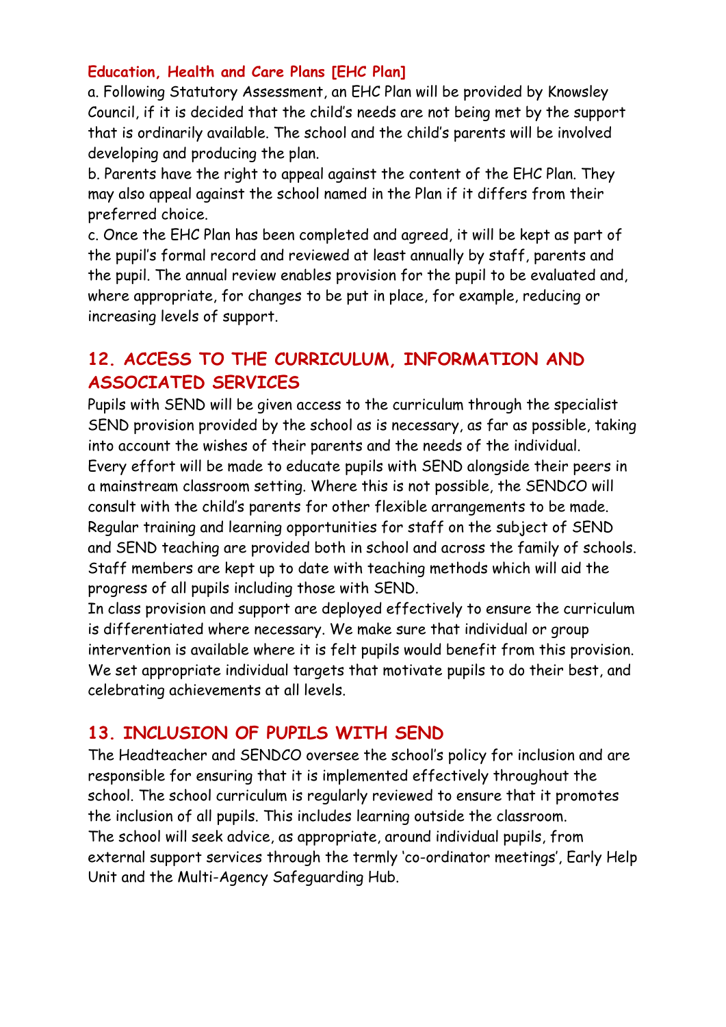**Education, Health and Care Plans [EHC Plan]**

a. Following Statutory Assessment, an EHC Plan will be provided by Knowsley Council, if it is decided that the child's needs are not being met by the support that is ordinarily available. The school and the child's parents will be involved developing and producing the plan.

b. Parents have the right to appeal against the content of the EHC Plan. They may also appeal against the school named in the Plan if it differs from their preferred choice.

c. Once the EHC Plan has been completed and agreed, it will be kept as part of the pupil's formal record and reviewed at least annually by staff, parents and the pupil. The annual review enables provision for the pupil to be evaluated and, where appropriate, for changes to be put in place, for example, reducing or increasing levels of support.

## 12. ACCESS TO THE CURRICULUM, INFORMATION AND ASSOCIATED SERVICES

Pupils with SEND will be given access to the curriculum through the specialist SEND provision provided by the school as is necessary, as far as possible, taking into account the wishes of their parents and the needs of the individual.

Every effort will be made to educate pupils with SEND alongside their peers in a mainstream classroom setting. Where this is not possible, the SENDCO will consult with the child's parents for other flexible arrangements to be made.

Regular training and learning opportunities for staff on the subject of SEND and SEND teaching are provided both in school and across the family of schools. Staff members are kept up to date with teaching methods which will aid the progress of all pupils including those with SEND.

In class provision and support are deployed effectively to ensure the curriculum is differentiated where necessary. We make sure that individual or group intervention is available where it is felt pupils would benefit from this provision. We set appropriate individual targets that motivate pupils to do their best, and celebrating achievements at all levels.

## 13. INCLUSION OF PUPILS WITH SEND

The Headteacher and SENDCO oversee the school's policy for inclusion and are responsible for ensuring that it is implemented effectively throughout the school. The school curriculum is regularly reviewed to ensure that it promotes the inclusion of all pupils. This includes learning outside the classroom.

The school will seek advice, as appropriate, around individual pupils, from external support services through the termly 'co-ordinator meetings', Early Help Unit and the Multi-Agency Safeguarding Hub.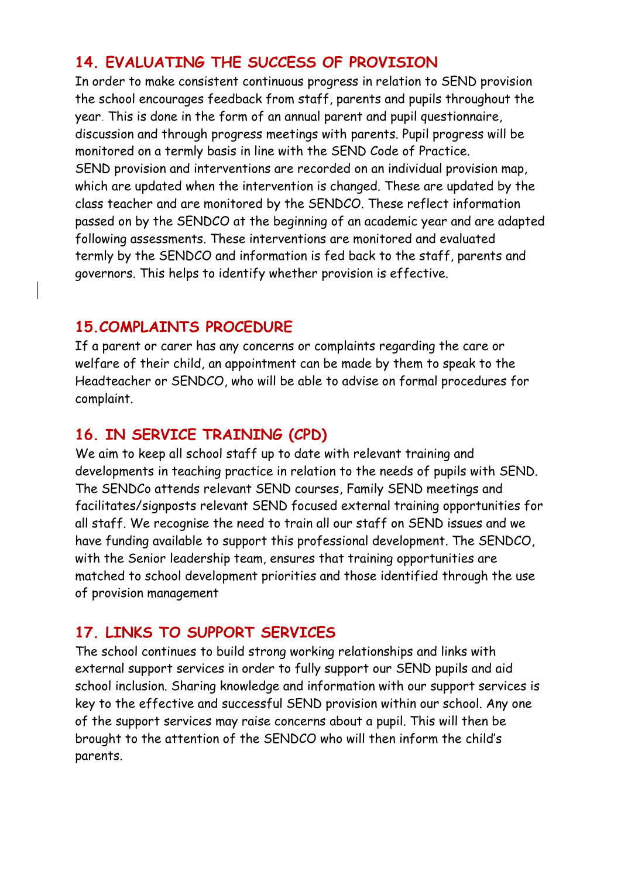## 14. EVALUATING THE SUCCESS OF PROVISION

In order to make consistent continuous progress in relation to SEND provision the school encourages feedback from staff, parents and pupils throughout the year. This is done in the form of an annual parent and pupil questionnaire, discussion and through progress meetings with parents. Pupil progress will be monitored on a termly basis in line with the SEND Code of Practice.
SEND provision and interventions are recorded on an individual provision map, which are updated when the intervention is changed. These are updated by the class teacher and are monitored by the SENDCO. These reflect information passed on by the SENDCO at the beginning of an academic year and are adapted following assessments. These interventions are monitored and evaluated termly by the SENDCO and information is fed back to the staff, parents and governors. This helps to identify whether provision is effective.

## 15.COMPLAINTS PROCEDURE

If a parent or carer has any concerns or complaints regarding the care or welfare of their child, an appointment can be made by them to speak to the Headteacher or SENDCO, who will be able to advise on formal procedures for complaint.

## 16. IN SERVICE TRAINING (CPD)

We aim to keep all school staff up to date with relevant training and developments in teaching practice in relation to the needs of pupils with SEND. The SENDCo attends relevant SEND courses, Family SEND meetings and facilitates/signposts relevant SEND focused external training opportunities for all staff. We recognise the need to train all our staff on SEND issues and we have funding available to support this professional development. The SENDCO, with the Senior leadership team, ensures that training opportunities are matched to school development priorities and those identified through the use of provision management

## 17. LINKS TO SUPPORT SERVICES

The school continues to build strong working relationships and links with external support services in order to fully support our SEND pupils and aid school inclusion. Sharing knowledge and information with our support services is key to the effective and successful SEND provision within our school. Any one of the support services may raise concerns about a pupil. This will then be brought to the attention of the SENDCO who will then inform the child's parents.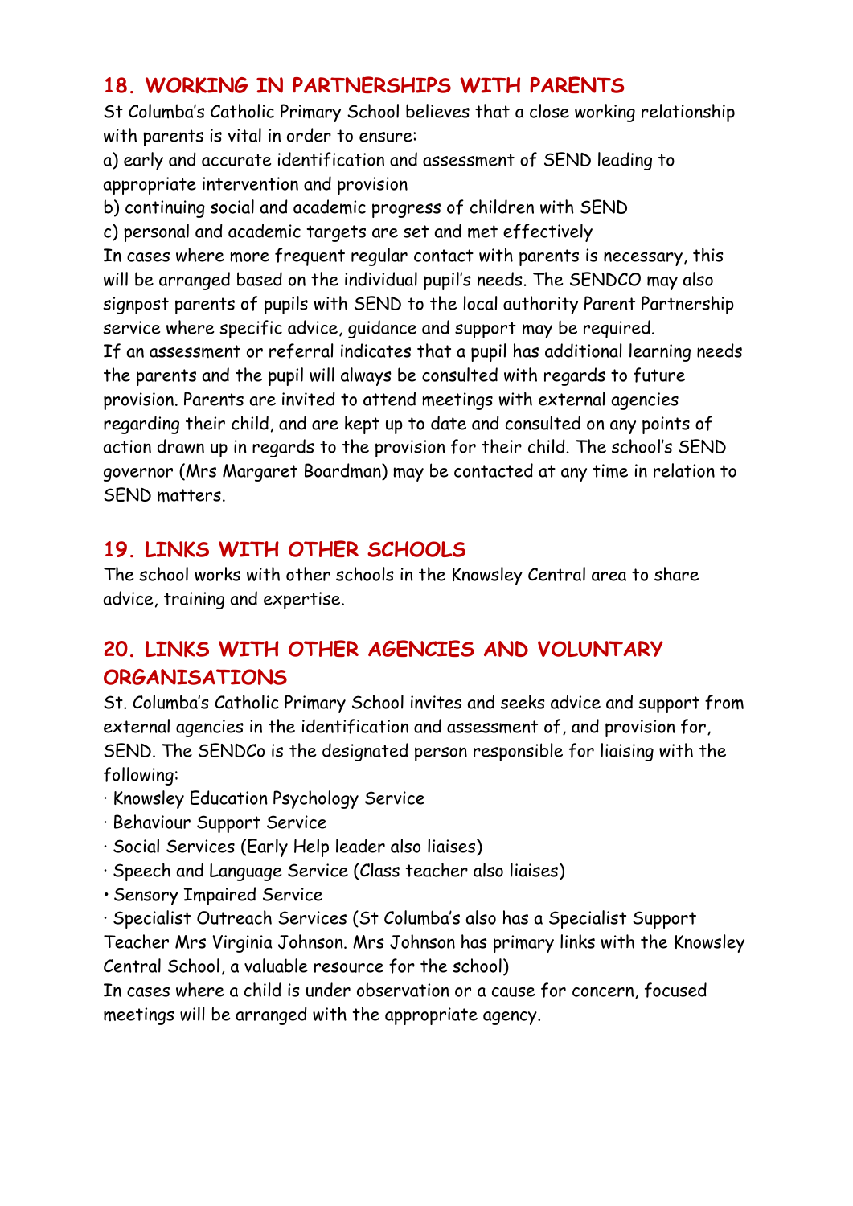## 18. WORKING IN PARTNERSHIPS WITH PARENTS

St Columba's Catholic Primary School believes that a close working relationship with parents is vital in order to ensure:

a) early and accurate identification and assessment of SEND leading to appropriate intervention and provision

b) continuing social and academic progress of children with SEND

c) personal and academic targets are set and met effectively

In cases where more frequent regular contact with parents is necessary, this will be arranged based on the individual pupil's needs. The SENDCO may also signpost parents of pupils with SEND to the local authority Parent Partnership service where specific advice, guidance and support may be required.

If an assessment or referral indicates that a pupil has additional learning needs the parents and the pupil will always be consulted with regards to future provision. Parents are invited to attend meetings with external agencies regarding their child, and are kept up to date and consulted on any points of action drawn up in regards to the provision for their child. The school's SEND governor (Mrs Margaret Boardman) may be contacted at any time in relation to SEND matters.

## 19. LINKS WITH OTHER SCHOOLS

The school works with other schools in the Knowsley Central area to share advice, training and expertise.

## 20. LINKS WITH OTHER AGENCIES AND VOLUNTARY ORGANISATIONS

St. Columba's Catholic Primary School invites and seeks advice and support from external agencies in the identification and assessment of, and provision for, SEND. The SENDCo is the designated person responsible for liaising with the following:

- Knowsley Education Psychology Service
- Behaviour Support Service
- Social Services (Early Help leader also liaises)
- Speech and Language Service (Class teacher also liaises)
- Sensory Impaired Service
- Specialist Outreach Services (St Columba's also has a Specialist Support Teacher Mrs Virginia Johnson. Mrs Johnson has primary links with the Knowsley Central School, a valuable resource for the school)

In cases where a child is under observation or a cause for concern, focused meetings will be arranged with the appropriate agency.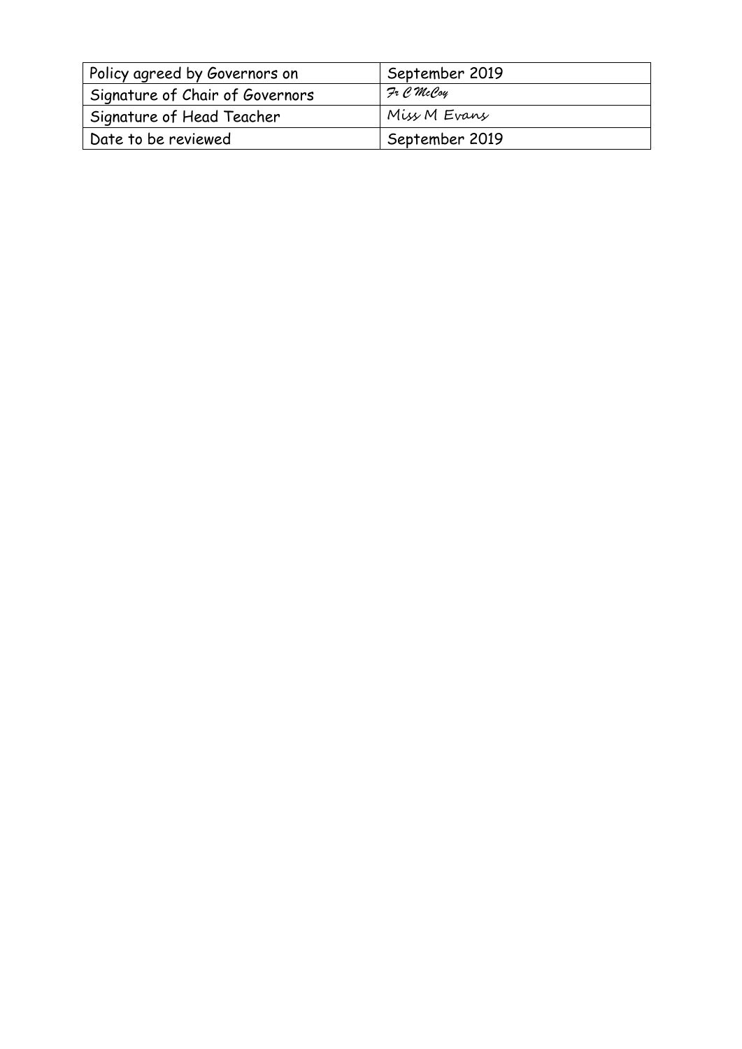| | |
|---|---|
| Policy agreed by Governors on | September 2019 |
| Signature of Chair of Governors | Fr C McCoy |
| Signature of Head Teacher | Miss M Evans |
| Date to be reviewed | September 2019 |